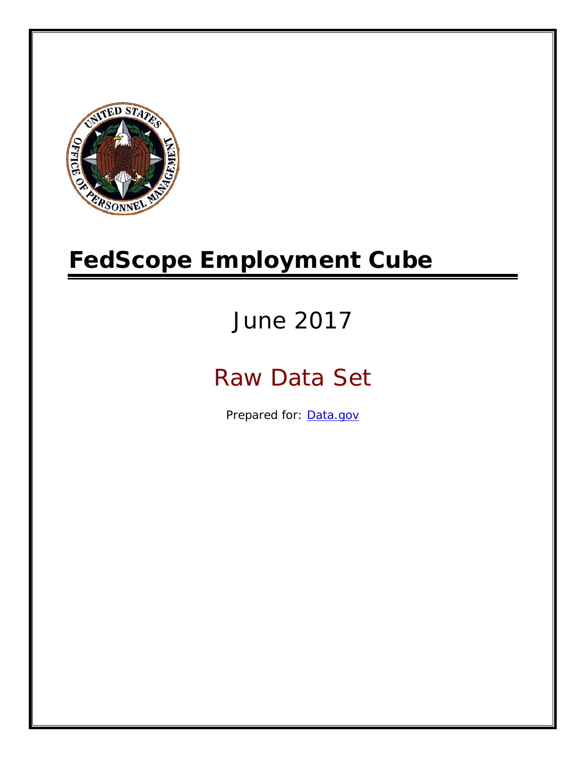# FedScope Employment Cube

June 2017

Raw Data Set

Prepared for: [Data.gov](http://www.data.gov)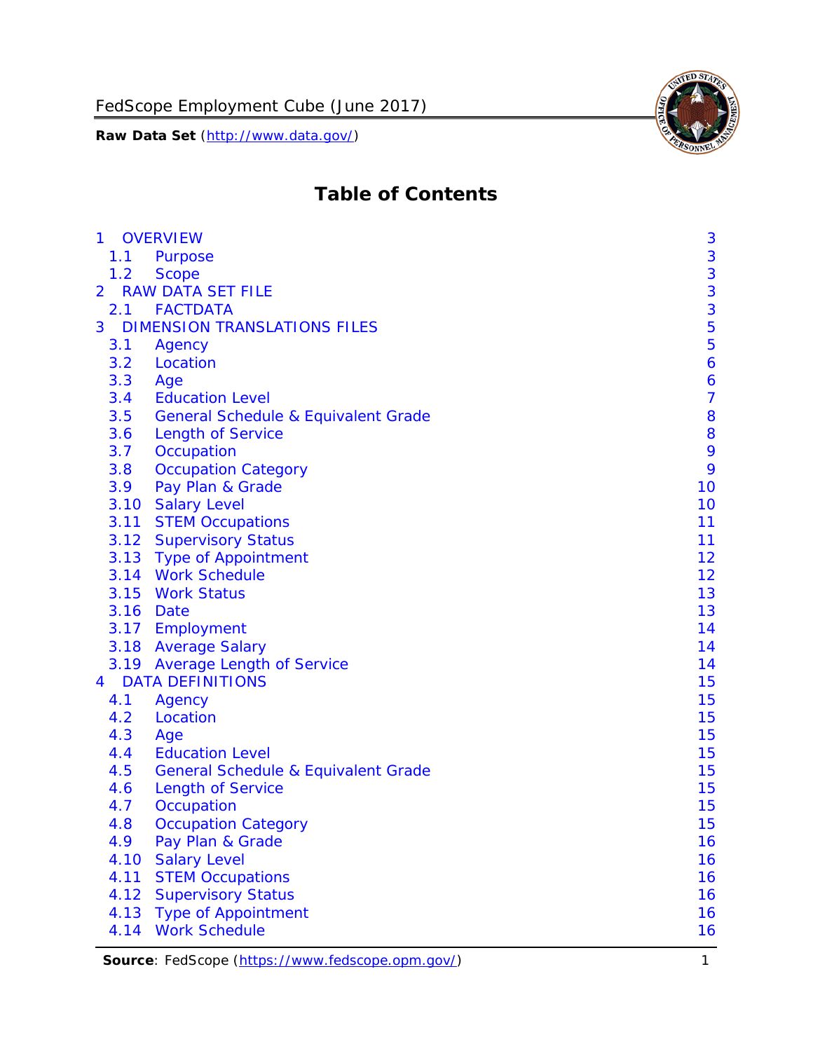# Table of Contents

| | | |
|---|---|---|
| 1 | OVERVIEW | 3 |
| 1.1 | Purpose | 3 |
| 1.2 | Scope | 3 |
| 2 | RAW DATA SET FILE | 3 |
| 2.1 | FACTDATA | 3 |
| 3 | DIMENSION TRANSLATIONS FILES | 5 |
| 3.1 | Agency | 5 |
| 3.2 | Location | 6 |
| 3.3 | Age | 6 |
| 3.4 | Education Level | 7 |
| 3.5 | General Schedule & Equivalent Grade | 8 |
| 3.6 | Length of Service | 8 |
| 3.7 | Occupation | 9 |
| 3.8 | Occupation Category | 9 |
| 3.9 | Pay Plan & Grade | 10 |
| 3.10 | Salary Level | 10 |
| 3.11 | STEM Occupations | 11 |
| 3.12 | Supervisory Status | 11 |
| 3.13 | Type of Appointment | 12 |
| 3.14 | Work Schedule | 12 |
| 3.15 | Work Status | 13 |
| 3.16 | Date | 13 |
| 3.17 | Employment | 14 |
| 3.18 | Average Salary | 14 |
| 3.19 | Average Length of Service | 14 |
| 4 | DATA DEFINITIONS | 15 |
| 4.1 | Agency | 15 |
| 4.2 | Location | 15 |
| 4.3 | Age | 15 |
| 4.4 | Education Level | 15 |
| 4.5 | General Schedule & Equivalent Grade | 15 |
| 4.6 | Length of Service | 15 |
| 4.7 | Occupation | 15 |
| 4.8 | Occupation Category | 15 |
| 4.9 | Pay Plan & Grade | 16 |
| 4.10 | Salary Level | 16 |
| 4.11 | STEM Occupations | 16 |
| 4.12 | Supervisory Status | 16 |
| 4.13 | Type of Appointment | 16 |
| 4.14 | Work Schedule | 16 |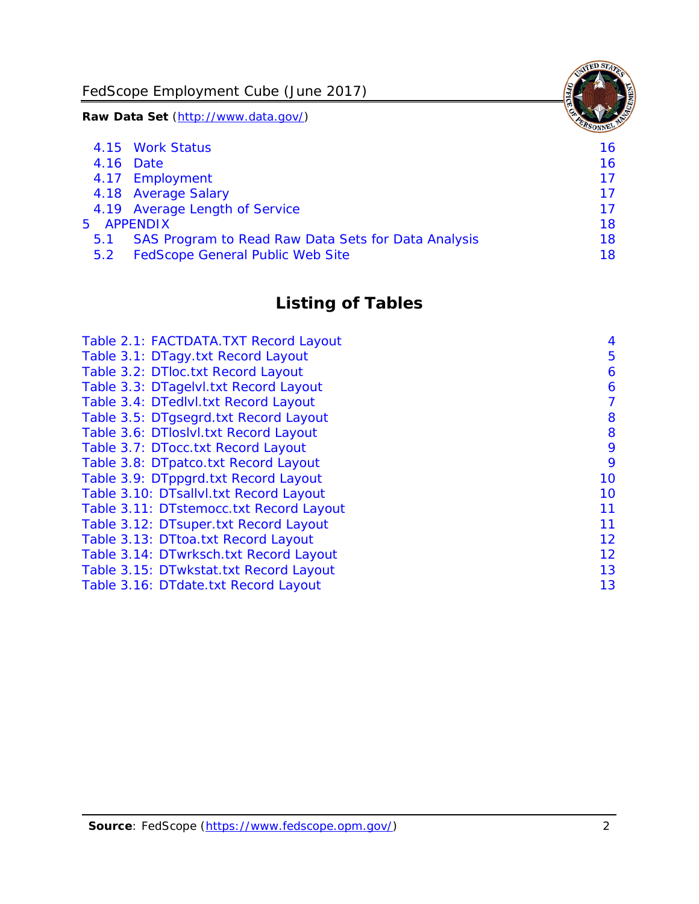| | | |
|---|---|---|
| 4.15 | Work Status | 16 |
| 4.16 | Date | 16 |
| 4.17 | Employment | 17 |
| 4.18 | Average Salary | 17 |
| 4.19 | Average Length of Service | 17 |
| 5 | APPENDIX | 18 |
| 5.1 | SAS Program to Read Raw Data Sets for Data Analysis | 18 |
| 5.2 | FedScope General Public Web Site | 18 |

## Listing of Tables

| | |
|---|---|
| Table 2.1: FACTDATA.TXT Record Layout | 4 |
| Table 3.1: DTagy.txt Record Layout | 5 |
| Table 3.2: DTloc.txt Record Layout | 6 |
| Table 3.3: DTagelvl.txt Record Layout | 6 |
| Table 3.4: DTedlvl.txt Record Layout | 7 |
| Table 3.5: DTgsegrd.txt Record Layout | 8 |
| Table 3.6: DTloslvl.txt Record Layout | 8 |
| Table 3.7: DTocc.txt Record Layout | 9 |
| Table 3.8: DTpatco.txt Record Layout | 9 |
| Table 3.9: DTppgrd.txt Record Layout | 10 |
| Table 3.10: DTsallvl.txt Record Layout | 10 |
| Table 3.11: DTstemocc.txt Record Layout | 11 |
| Table 3.12: DTsuper.txt Record Layout | 11 |
| Table 3.13: DTtoa.txt Record Layout | 12 |
| Table 3.14: DTwrksch.txt Record Layout | 12 |
| Table 3.15: DTwkstat.txt Record Layout | 13 |
| Table 3.16: DTdate.txt Record Layout | 13 |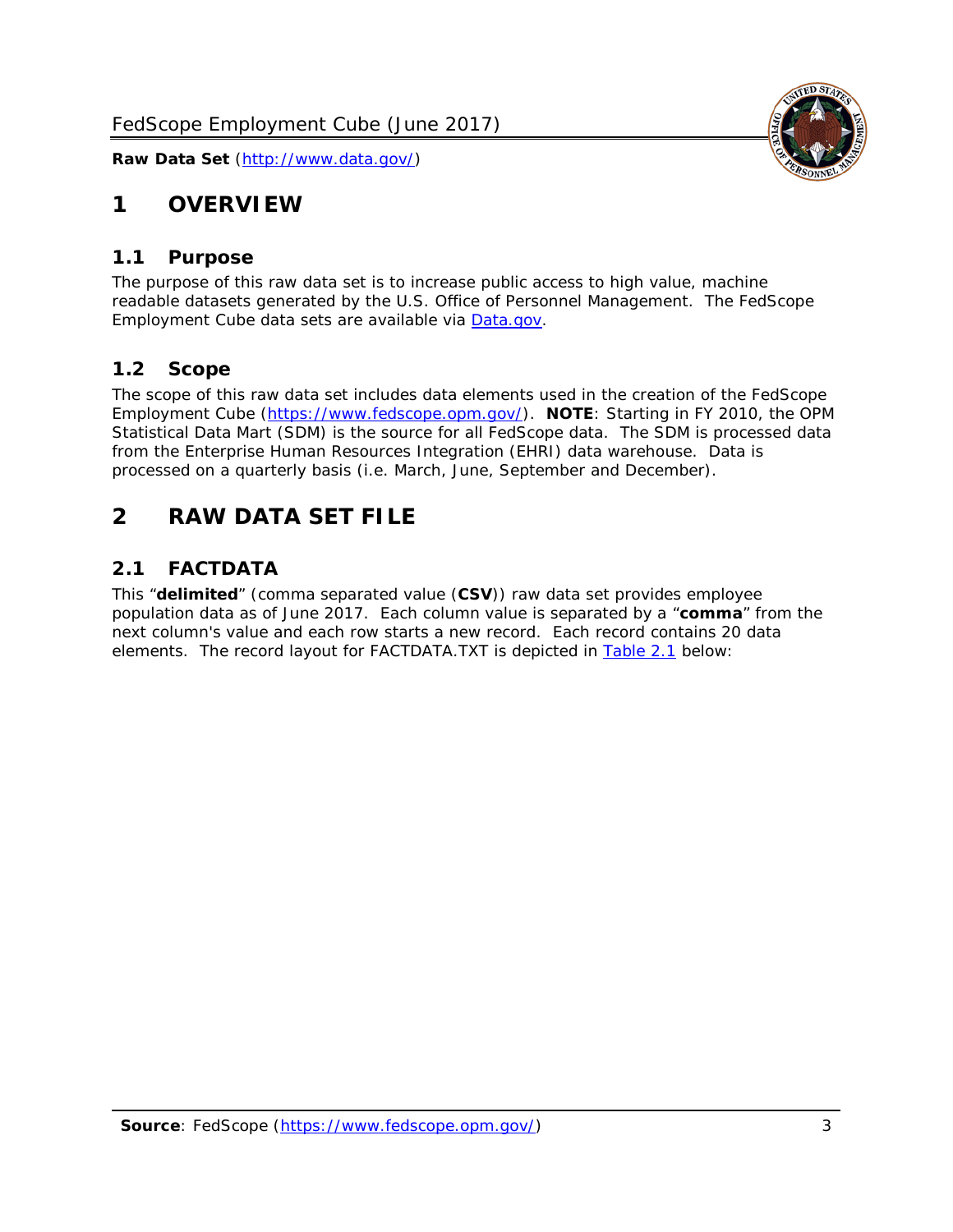# 1 OVERVIEW

## 1.1 Purpose

The purpose of this raw data set is to increase public access to high value, machine readable datasets generated by the U.S. Office of Personnel Management. The FedScope Employment Cube data sets are available via [Data.gov](http://www.data.gov/).

## 1.2 Scope

The scope of this raw data set includes data elements used in the creation of the FedScope Employment Cube ([https://www.fedscope.opm.gov/](https://www.fedscope.opm.gov/)). **NOTE**: Starting in FY 2010, the OPM Statistical Data Mart (SDM) is the source for all FedScope data. The SDM is processed data from the Enterprise Human Resources Integration (EHRI) data warehouse. Data is processed on a quarterly basis (i.e. March, June, September and December).

# 2 RAW DATA SET FILE

## 2.1 FACTDATA

This "**delimited**" (comma separated value (**CSV**)) raw data set provides employee population data as of June 2017. Each column value is separated by a "**comma**" from the next column's value and each row starts a new record. Each record contains 20 data elements. The record layout for FACTDATA.TXT is depicted in Table 2.1 below: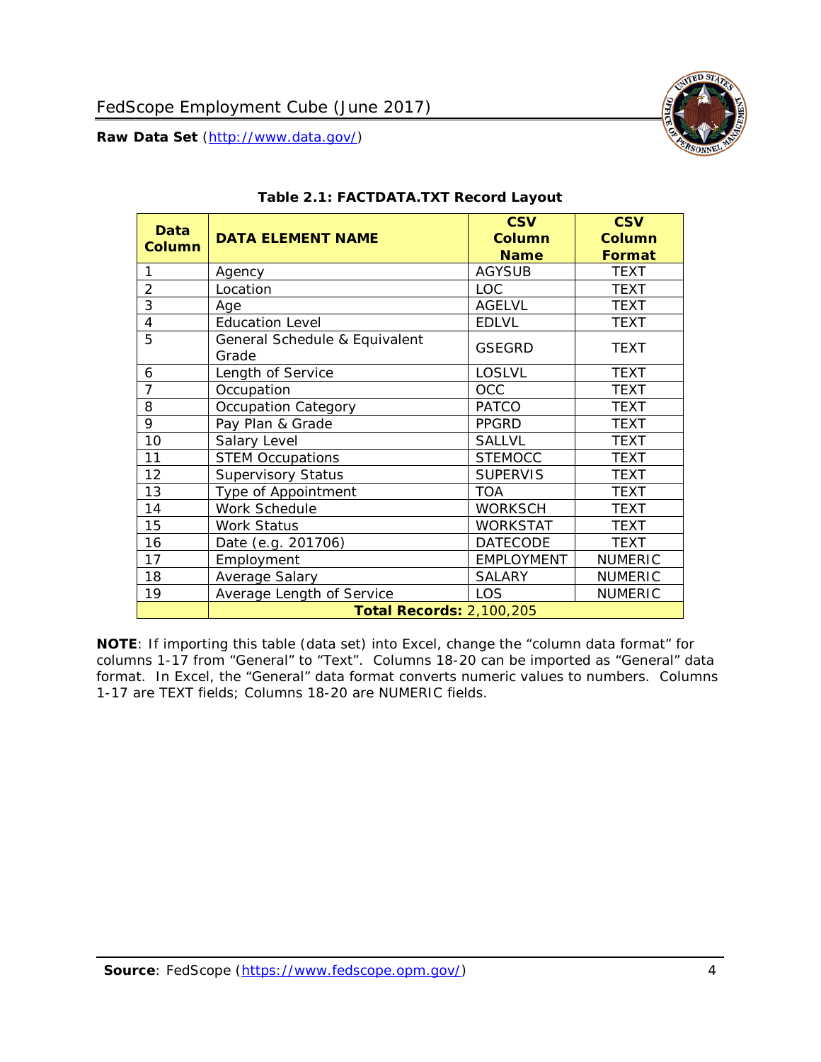### Table 2.1: FACTDATA.TXT Record Layout

| Data Column | DATA ELEMENT NAME | CSV Column Name | CSV Column Format |
|---|---|---|---|
| 1 | Agency | AGYSUB | TEXT |
| 2 | Location | LOC | TEXT |
| 3 | Age | AGELVL | TEXT |
| 4 | Education Level | EDLVL | TEXT |
| 5 | General Schedule & Equivalent Grade | GSEGRD | TEXT |
| 6 | Length of Service | LOSLVL | TEXT |
| 7 | Occupation | OCC | TEXT |
| 8 | Occupation Category | PATCO | TEXT |
| 9 | Pay Plan & Grade | PPGRD | TEXT |
| 10 | Salary Level | SALLVL | TEXT |
| 11 | STEM Occupations | STEMOCC | TEXT |
| 12 | Supervisory Status | SUPERVIS | TEXT |
| 13 | Type of Appointment | TOA | TEXT |
| 14 | Work Schedule | WORKSCH | TEXT |
| 15 | Work Status | WORKSTAT | TEXT |
| 16 | Date (e.g. 201706) | DATECODE | TEXT |
| 17 | Employment | EMPLOYMENT | NUMERIC |
| 18 | Average Salary | SALARY | NUMERIC |
| 19 | Average Length of Service | LOS | NUMERIC |
| | **Total Records:** 2,100,205 | | |

**NOTE**: If importing this table (data set) into Excel, change the "column data format" for columns 1-17 from "General" to "Text". Columns 18-20 can be imported as "General" data format. In Excel, the "General" data format converts numeric values to numbers. Columns 1-17 are TEXT fields; Columns 18-20 are NUMERIC fields.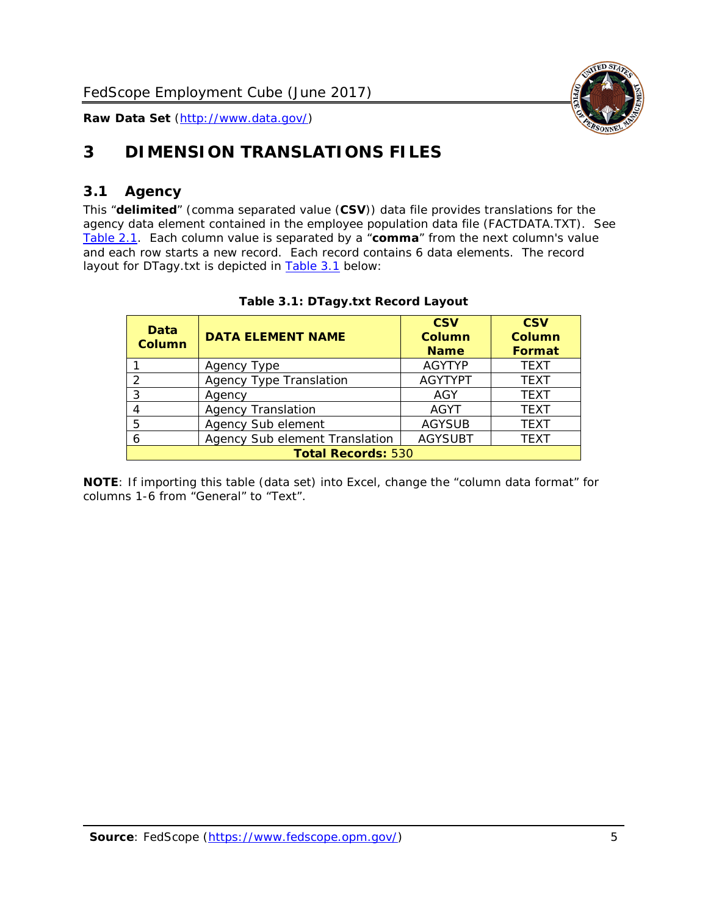# 3 DIMENSION TRANSLATIONS FILES

## 3.1 Agency

This "**delimited**" (comma separated value (**CSV**)) data file provides translations for the agency data element contained in the employee population data file (FACTDATA.TXT). See Table 2.1. Each column value is separated by a "**comma**" from the next column's value and each row starts a new record. Each record contains 6 data elements. The record layout for DTagy.txt is depicted in Table 3.1 below:

**Table 3.1: DTagy.txt Record Layout**

| Data Column | DATA ELEMENT NAME | CSV Column Name | CSV Column Format |
|---|---|---|---|
| 1 | Agency Type | AGYTYP | TEXT |
| 2 | Agency Type Translation | AGYTYPT | TEXT |
| 3 | Agency | AGY | TEXT |
| 4 | Agency Translation | AGYT | TEXT |
| 5 | Agency Sub element | AGYSUB | TEXT |
| 6 | Agency Sub element Translation | AGYSUBT | TEXT |
| **Total Records:** 530 | | | |

**NOTE**: If importing this table (data set) into Excel, change the "column data format" for columns 1-6 from "General" to "Text".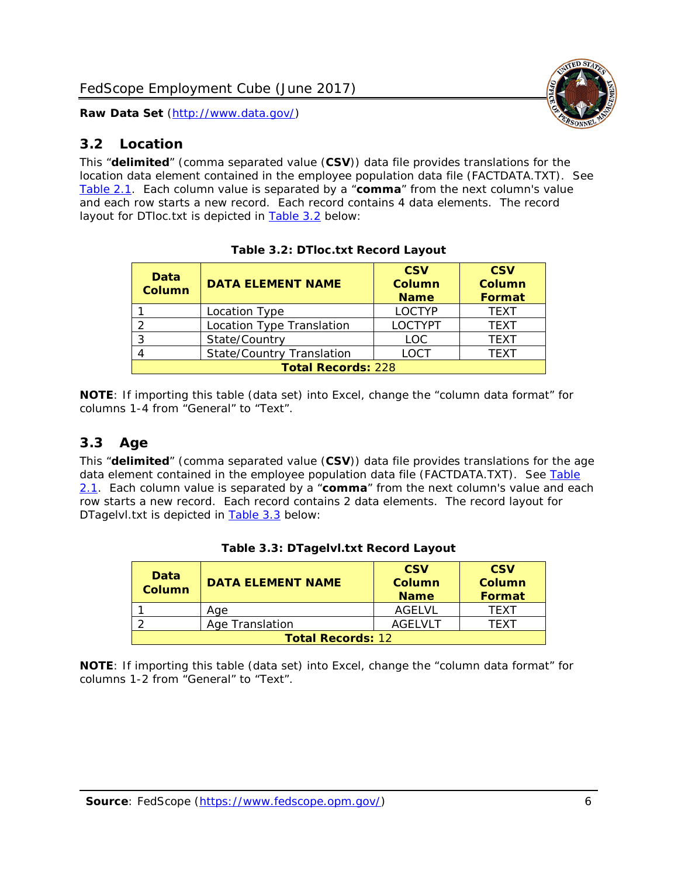## 3.2 Location

This “**delimited**” (comma separated value (**CSV**)) data file provides translations for the location data element contained in the employee population data file (FACTDATA.TXT). See Table 2.1. Each column value is separated by a “**comma**” from the next column's value and each row starts a new record. Each record contains 4 data elements. The record layout for DTloc.txt is depicted in Table 3.2 below:

**Table 3.2: DTloc.txt Record Layout**

| Data Column | DATA ELEMENT NAME | CSV Column Name | CSV Column Format |
|---|---|---|---|
| 1 | Location Type | LOCTYP | TEXT |
| 2 | Location Type Translation | LOCTYPT | TEXT |
| 3 | State/Country | LOC | TEXT |
| 4 | State/Country Translation | LOCT | TEXT |
| **Total Records:** 228 | | | |

**NOTE**: If importing this table (data set) into Excel, change the “column data format” for columns 1-4 from “General” to “Text”.

## 3.3 Age

This “**delimited**” (comma separated value (**CSV**)) data file provides translations for the age data element contained in the employee population data file (FACTDATA.TXT). See Table 2.1. Each column value is separated by a “**comma**” from the next column's value and each row starts a new record. Each record contains 2 data elements. The record layout for DTagelvl.txt is depicted in Table 3.3 below:

**Table 3.3: DTagelvl.txt Record Layout**

| Data Column | DATA ELEMENT NAME | CSV Column Name | CSV Column Format |
|---|---|---|---|
| 1 | Age | AGELVL | TEXT |
| 2 | Age Translation | AGELVLT | TEXT |
| **Total Records:** 12 | | | |

**NOTE**: If importing this table (data set) into Excel, change the “column data format” for columns 1-2 from “General” to “Text”.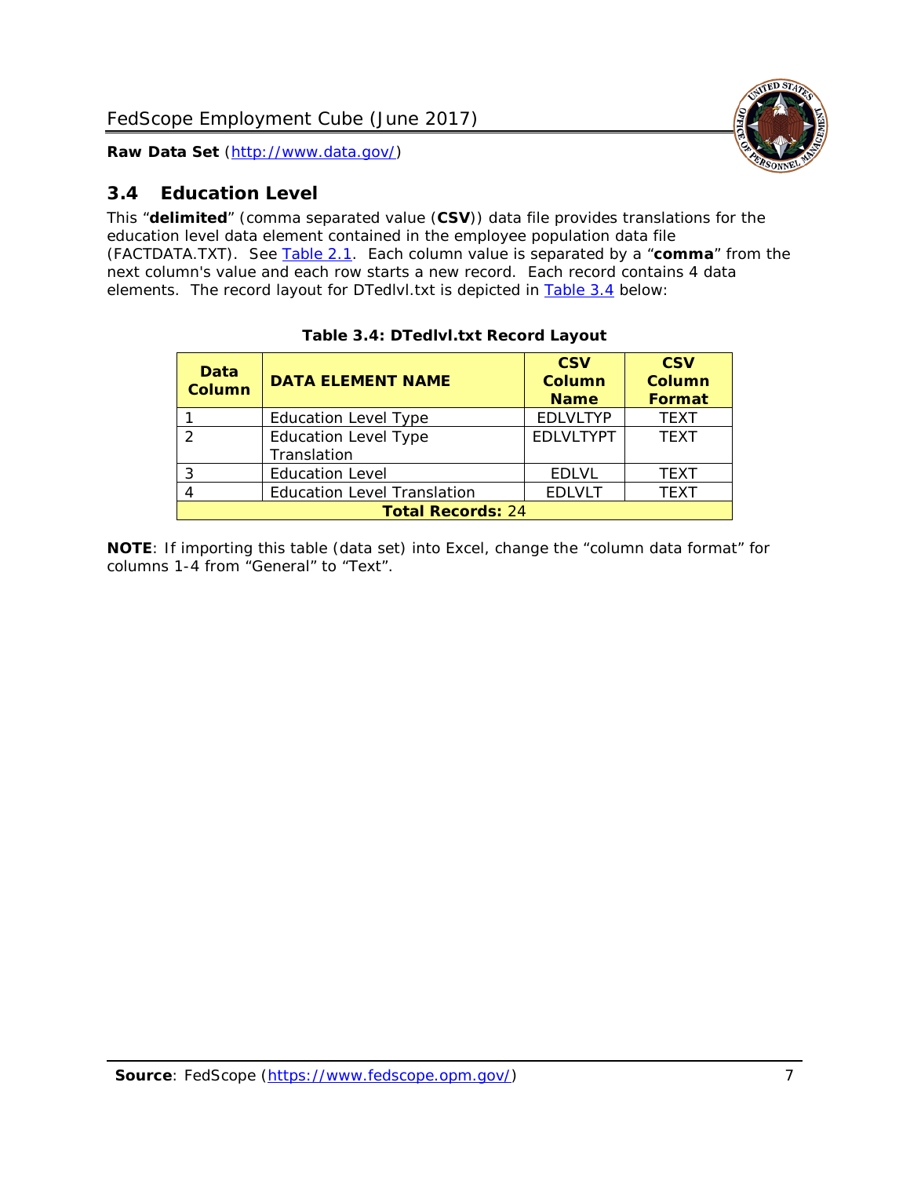## 3.4 Education Level

This "**delimited**" (comma separated value (**CSV**)) data file provides translations for the education level data element contained in the employee population data file (FACTDATA.TXT). See Table 2.1. Each column value is separated by a "**comma**" from the next column's value and each row starts a new record. Each record contains 4 data elements. The record layout for DTedlvl.txt is depicted in Table 3.4 below:

**Table 3.4: DTedlvl.txt Record Layout**

| Data Column | DATA ELEMENT NAME | CSV Column Name | CSV Column Format |
|---|---|---|---|
| 1 | Education Level Type | EDLVLTYP | TEXT |
| 2 | Education Level Type Translation | EDLVLTYPT | TEXT |
| 3 | Education Level | EDLVL | TEXT |
| 4 | Education Level Translation | EDLVLT | TEXT |
| **Total Records:** 24 | | | |

**NOTE**: If importing this table (data set) into Excel, change the "column data format" for columns 1-4 from "General" to "Text".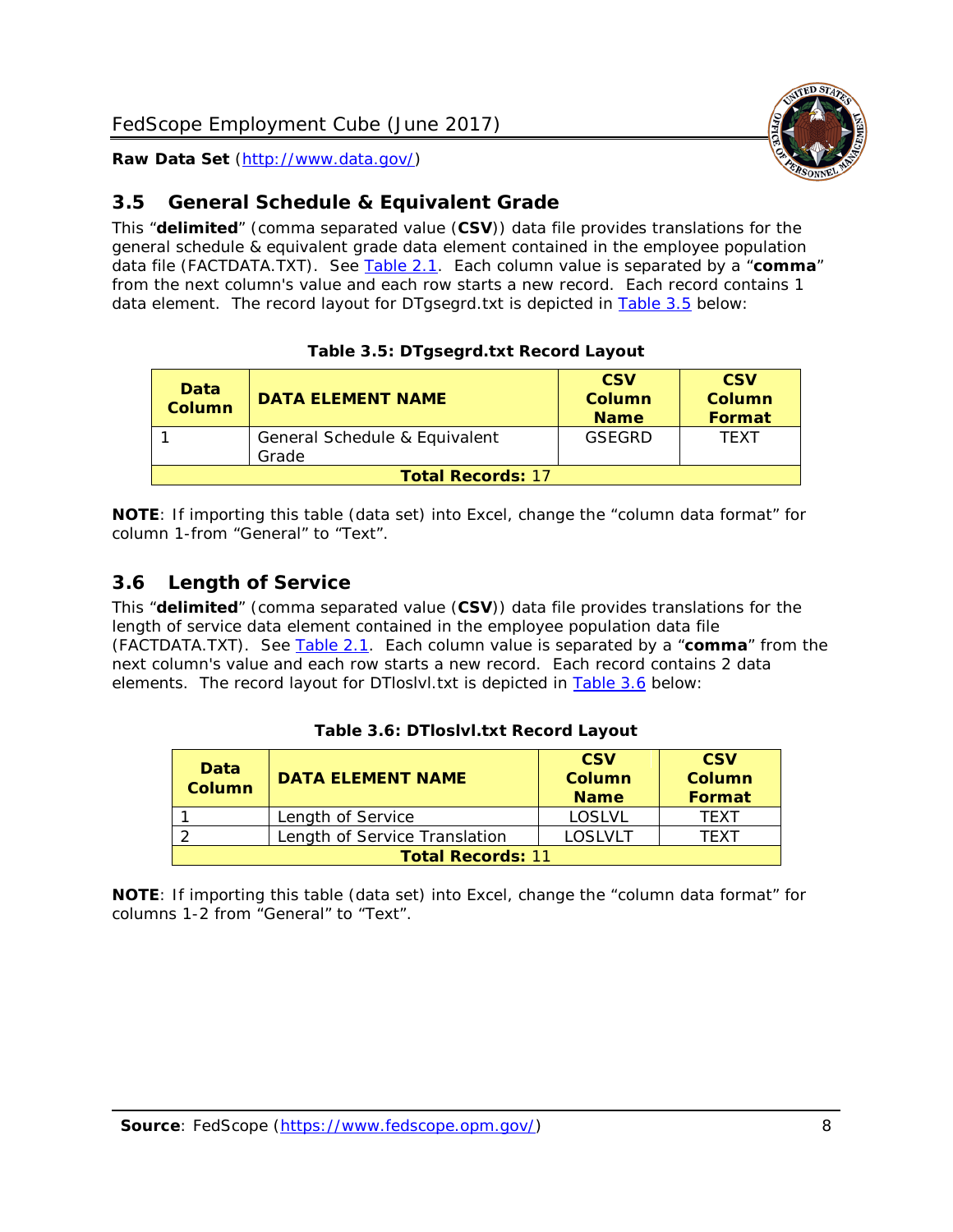## 3.5 General Schedule & Equivalent Grade

This "**delimited**" (comma separated value (**CSV**)) data file provides translations for the general schedule & equivalent grade data element contained in the employee population data file (FACTDATA.TXT). See Table 2.1. Each column value is separated by a "**comma**" from the next column's value and each row starts a new record. Each record contains 1 data element. The record layout for DTgsegrd.txt is depicted in Table 3.5 below:

**Table 3.5: DTgsegrd.txt Record Layout**

| Data Column | DATA ELEMENT NAME | CSV Column Name | CSV Column Format |
|---|---|---|---|
| 1 | General Schedule & Equivalent Grade | GSEGRD | TEXT |
| **Total Records:** 17 | | | |

**NOTE**: If importing this table (data set) into Excel, change the "column data format" for column 1-from "General" to "Text".

## 3.6 Length of Service

This "**delimited**" (comma separated value (**CSV**)) data file provides translations for the length of service data element contained in the employee population data file (FACTDATA.TXT). See Table 2.1. Each column value is separated by a "**comma**" from the next column's value and each row starts a new record. Each record contains 2 data elements. The record layout for DTloslvl.txt is depicted in Table 3.6 below:

**Table 3.6: DTloslvl.txt Record Layout**

| Data Column | DATA ELEMENT NAME | CSV Column Name | CSV Column Format |
|---|---|---|---|
| 1 | Length of Service | LOSLVL | TEXT |
| 2 | Length of Service Translation | LOSLVLT | TEXT |
| **Total Records:** 11 | | | |

**NOTE**: If importing this table (data set) into Excel, change the "column data format" for columns 1-2 from "General" to "Text".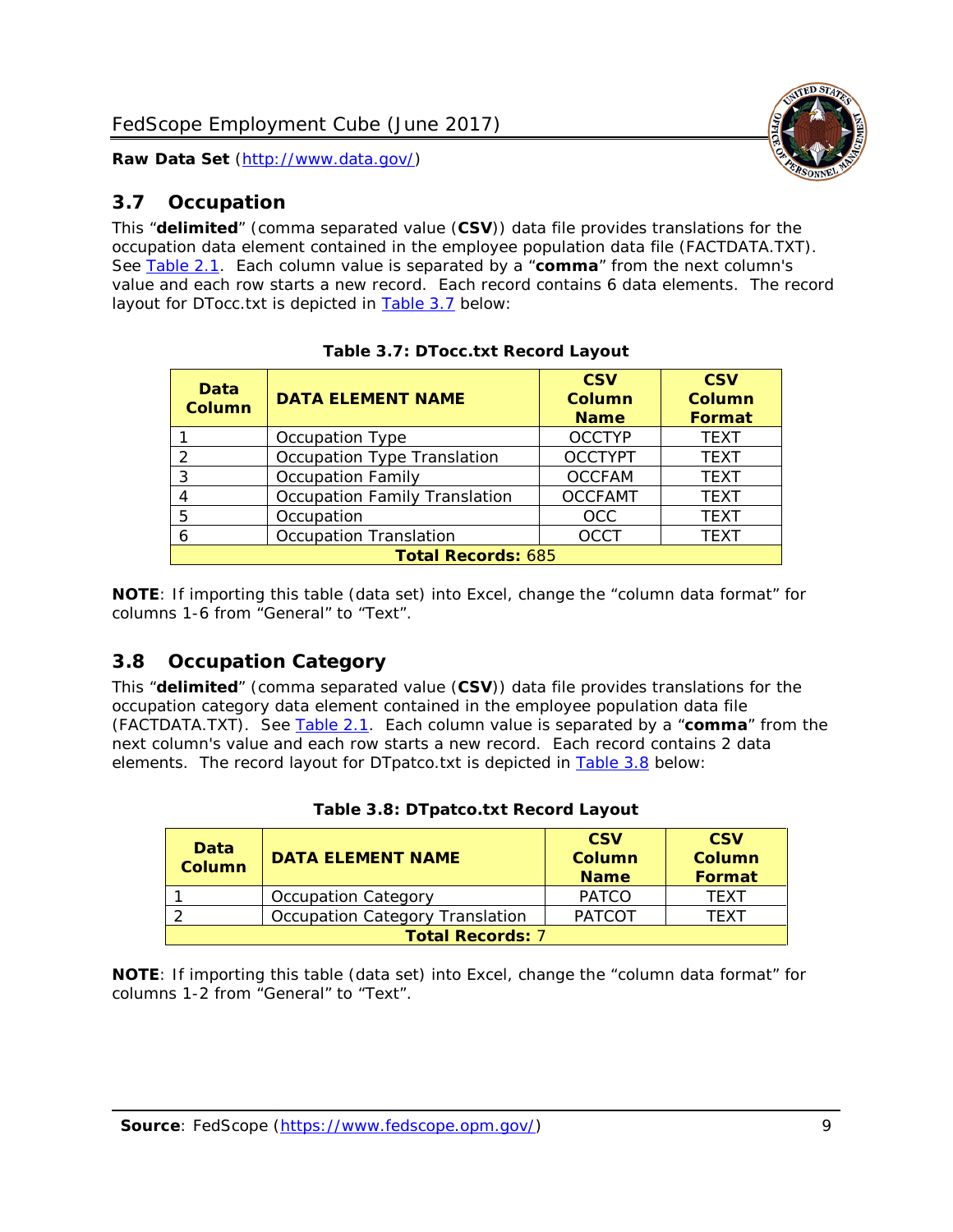## 3.7 Occupation

This “**delimited**” (comma separated value (**CSV**)) data file provides translations for the occupation data element contained in the employee population data file (FACTDATA.TXT). See Table 2.1. Each column value is separated by a “**comma**” from the next column's value and each row starts a new record. Each record contains 6 data elements. The record layout for DTocc.txt is depicted in Table 3.7 below:

**Table 3.7: DTocc.txt Record Layout**

| Data Column | DATA ELEMENT NAME | CSV Column Name | CSV Column Format |
|---|---|---|---|
| 1 | Occupation Type | OCCTYP | TEXT |
| 2 | Occupation Type Translation | OCCTYPT | TEXT |
| 3 | Occupation Family | OCCFAM | TEXT |
| 4 | Occupation Family Translation | OCCFAMT | TEXT |
| 5 | Occupation | OCC | TEXT |
| 6 | Occupation Translation | OCCT | TEXT |
| **Total Records:** 685 | | | |

**NOTE**: If importing this table (data set) into Excel, change the “column data format” for columns 1-6 from “General” to “Text”.

## 3.8 Occupation Category

This “**delimited**” (comma separated value (**CSV**)) data file provides translations for the occupation category data element contained in the employee population data file (FACTDATA.TXT). See Table 2.1. Each column value is separated by a “**comma**” from the next column's value and each row starts a new record. Each record contains 2 data elements. The record layout for DTpatco.txt is depicted in Table 3.8 below:

**Table 3.8: DTpatco.txt Record Layout**

| Data Column | DATA ELEMENT NAME | CSV Column Name | CSV Column Format |
|---|---|---|---|
| 1 | Occupation Category | PATCO | TEXT |
| 2 | Occupation Category Translation | PATCOT | TEXT |
| **Total Records:** 7 | | | |

**NOTE**: If importing this table (data set) into Excel, change the “column data format” for columns 1-2 from “General” to “Text”.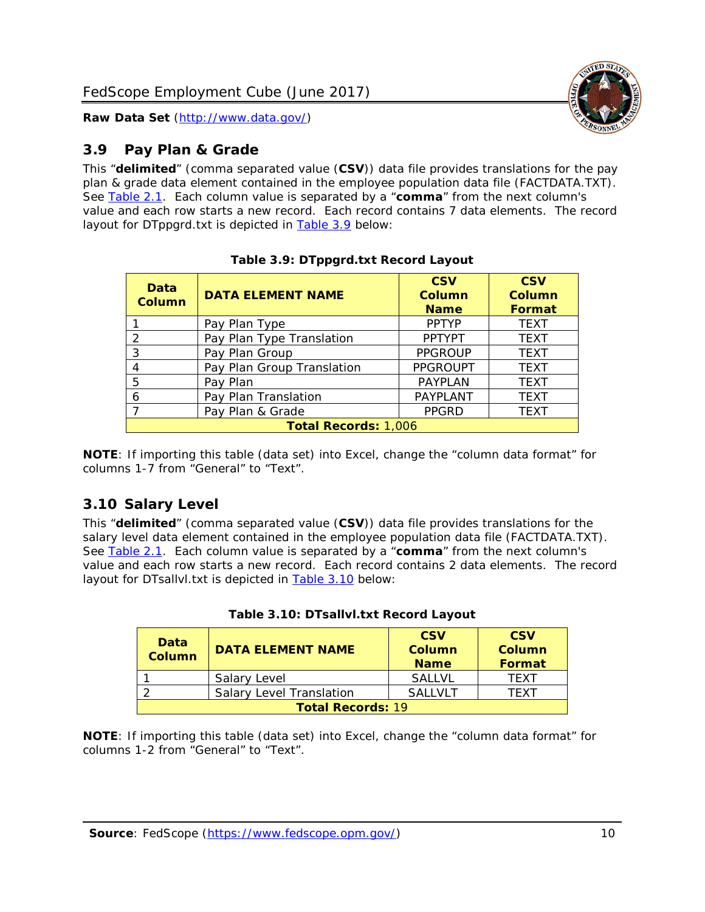## 3.9 Pay Plan & Grade

This "**delimited**" (comma separated value (**CSV**)) data file provides translations for the pay plan & grade data element contained in the employee population data file (FACTDATA.TXT). See Table 2.1. Each column value is separated by a "**comma**" from the next column's value and each row starts a new record. Each record contains 7 data elements. The record layout for DTppgrd.txt is depicted in Table 3.9 below:

**Table 3.9: DTppgrd.txt Record Layout**

| Data Column | DATA ELEMENT NAME | CSV Column Name | CSV Column Format |
|---|---|---|---|
| 1 | Pay Plan Type | PPTYP | TEXT |
| 2 | Pay Plan Type Translation | PPTYPT | TEXT |
| 3 | Pay Plan Group | PPGROUP | TEXT |
| 4 | Pay Plan Group Translation | PPGROUPT | TEXT |
| 5 | Pay Plan | PAYPLAN | TEXT |
| 6 | Pay Plan Translation | PAYPLANT | TEXT |
| 7 | Pay Plan & Grade | PPGRD | TEXT |
| **Total Records:** 1,006 | | | |

**NOTE**: If importing this table (data set) into Excel, change the "column data format" for columns 1-7 from "General" to "Text".

## 3.10 Salary Level

This "**delimited**" (comma separated value (**CSV**)) data file provides translations for the salary level data element contained in the employee population data file (FACTDATA.TXT). See Table 2.1. Each column value is separated by a "**comma**" from the next column's value and each row starts a new record. Each record contains 2 data elements. The record layout for DTsallvl.txt is depicted in Table 3.10 below:

**Table 3.10: DTsallvl.txt Record Layout**

| Data Column | DATA ELEMENT NAME | CSV Column Name | CSV Column Format |
|---|---|---|---|
| 1 | Salary Level | SALLVL | TEXT |
| 2 | Salary Level Translation | SALLVLT | TEXT |
| **Total Records:** 19 | | | |

**NOTE**: If importing this table (data set) into Excel, change the "column data format" for columns 1-2 from "General" to "Text".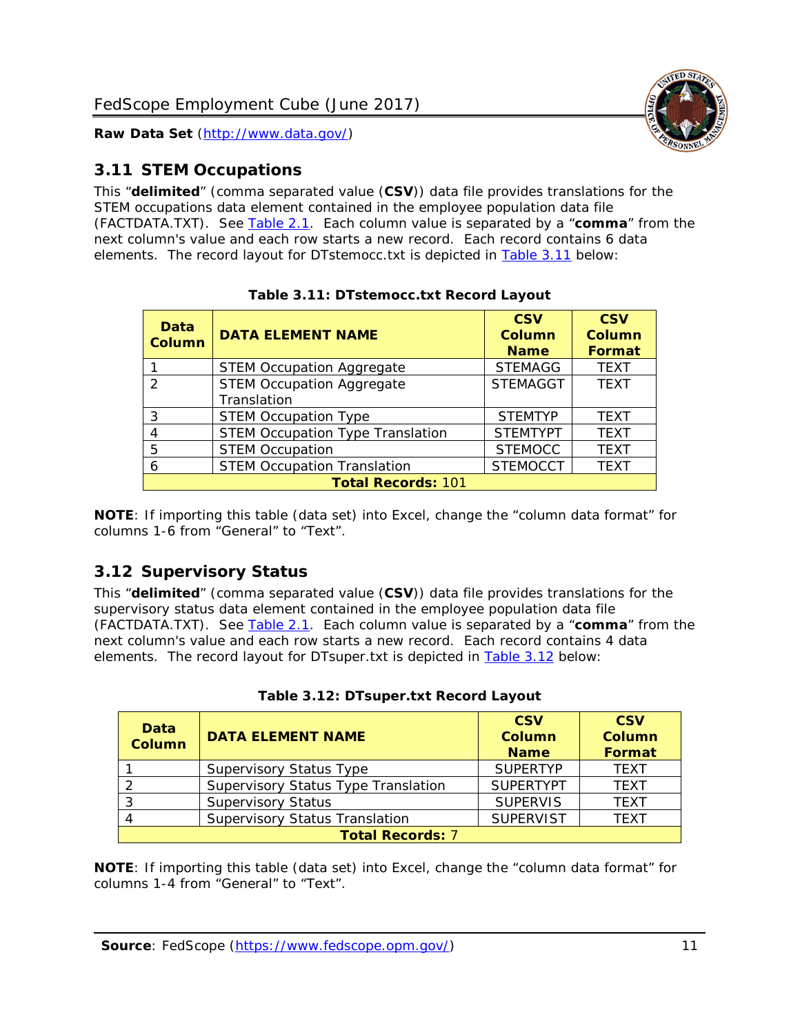## 3.11 STEM Occupations

This "**delimited**" (comma separated value (**CSV**)) data file provides translations for the STEM occupations data element contained in the employee population data file (FACTDATA.TXT). See Table 2.1. Each column value is separated by a "**comma**" from the next column's value and each row starts a new record. Each record contains 6 data elements. The record layout for DTstemocc.txt is depicted in Table 3.11 below:

**Table 3.11: DTstemocc.txt Record Layout**

| Data Column | DATA ELEMENT NAME | CSV Column Name | CSV Column Format |
|---|---|---|---|
| 1 | STEM Occupation Aggregate | STEMAGG | TEXT |
| 2 | STEM Occupation Aggregate Translation | STEMAGGT | TEXT |
| 3 | STEM Occupation Type | STEMTYP | TEXT |
| 4 | STEM Occupation Type Translation | STEMTYPT | TEXT |
| 5 | STEM Occupation | STEMOCC | TEXT |
| 6 | STEM Occupation Translation | STEMOCCT | TEXT |
| **Total Records: 101** | | | |

**NOTE**: If importing this table (data set) into Excel, change the "column data format" for columns 1-6 from "General" to "Text".

## 3.12 Supervisory Status

This "**delimited**" (comma separated value (**CSV**)) data file provides translations for the supervisory status data element contained in the employee population data file (FACTDATA.TXT). See Table 2.1. Each column value is separated by a "**comma**" from the next column's value and each row starts a new record. Each record contains 4 data elements. The record layout for DTsuper.txt is depicted in Table 3.12 below:

**Table 3.12: DTsuper.txt Record Layout**

| Data Column | DATA ELEMENT NAME | CSV Column Name | CSV Column Format |
|---|---|---|---|
| 1 | Supervisory Status Type | SUPERTYP | TEXT |
| 2 | Supervisory Status Type Translation | SUPERTYPT | TEXT |
| 3 | Supervisory Status | SUPERVIS | TEXT |
| 4 | Supervisory Status Translation | SUPERVIST | TEXT |
| **Total Records: 7** | | | |

**NOTE**: If importing this table (data set) into Excel, change the "column data format" for columns 1-4 from "General" to "Text".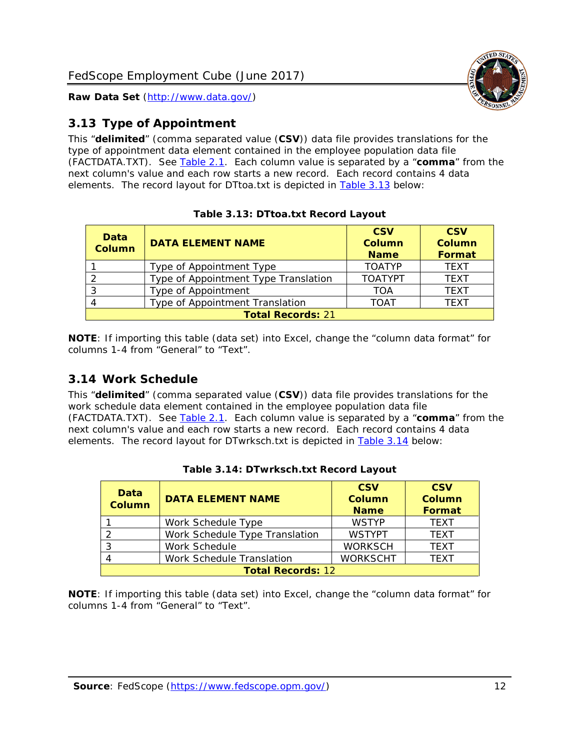## 3.13 Type of Appointment

This "**delimited**" (comma separated value (**CSV**)) data file provides translations for the type of appointment data element contained in the employee population data file (FACTDATA.TXT). See Table 2.1. Each column value is separated by a "**comma**" from the next column's value and each row starts a new record. Each record contains 4 data elements. The record layout for DTtoa.txt is depicted in Table 3.13 below:

**Table 3.13: DTtoa.txt Record Layout**

| Data Column | DATA ELEMENT NAME | CSV Column Name | CSV Column Format |
|---|---|---|---|
| 1 | Type of Appointment Type | TOATYP | TEXT |
| 2 | Type of Appointment Type Translation | TOATYPT | TEXT |
| 3 | Type of Appointment | TOA | TEXT |
| 4 | Type of Appointment Translation | TOAT | TEXT |
| **Total Records:** 21 | | | |

**NOTE**: If importing this table (data set) into Excel, change the "column data format" for columns 1-4 from "General" to "Text".

## 3.14 Work Schedule

This "**delimited**" (comma separated value (**CSV**)) data file provides translations for the work schedule data element contained in the employee population data file (FACTDATA.TXT). See Table 2.1. Each column value is separated by a "**comma**" from the next column's value and each row starts a new record. Each record contains 4 data elements. The record layout for DTwrksch.txt is depicted in Table 3.14 below:

**Table 3.14: DTwrksch.txt Record Layout**

| Data Column | DATA ELEMENT NAME | CSV Column Name | CSV Column Format |
|---|---|---|---|
| 1 | Work Schedule Type | WSTYP | TEXT |
| 2 | Work Schedule Type Translation | WSTYPT | TEXT |
| 3 | Work Schedule | WORKSCH | TEXT |
| 4 | Work Schedule Translation | WORKSCHT | TEXT |
| **Total Records:** 12 | | | |

**NOTE**: If importing this table (data set) into Excel, change the "column data format" for columns 1-4 from "General" to "Text".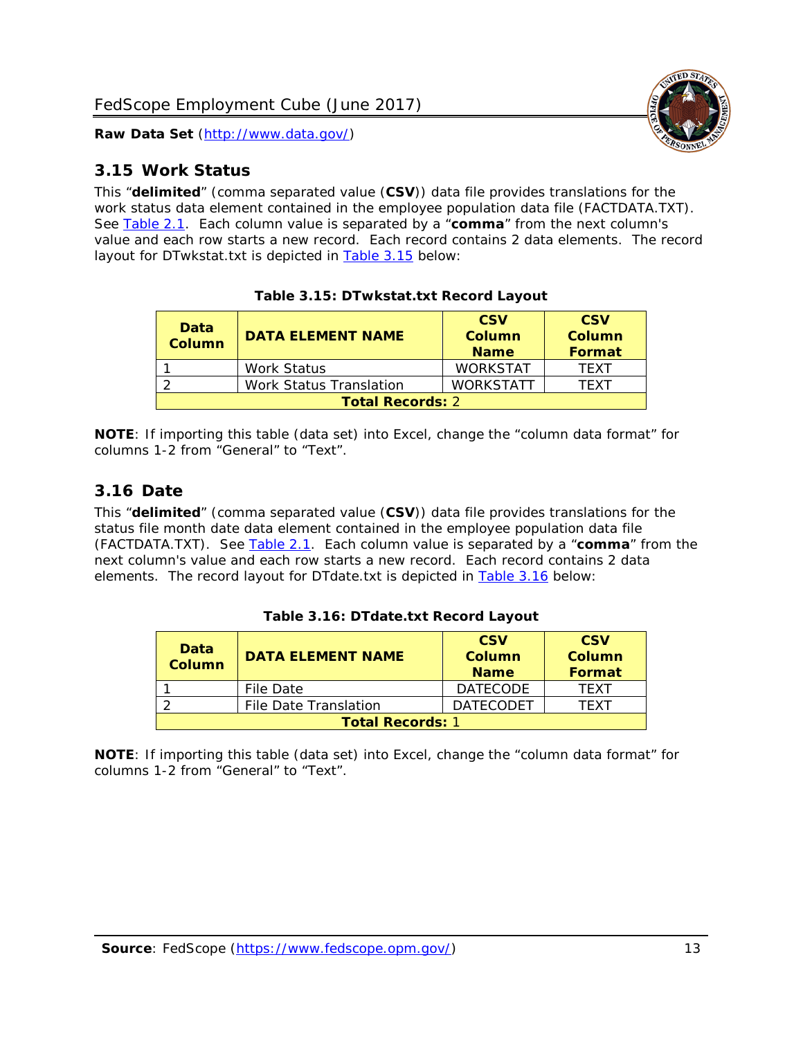## 3.15 Work Status

This "**delimited**" (comma separated value (**CSV**)) data file provides translations for the work status data element contained in the employee population data file (FACTDATA.TXT). See Table 2.1. Each column value is separated by a "**comma**" from the next column's value and each row starts a new record. Each record contains 2 data elements. The record layout for DTwkstat.txt is depicted in Table 3.15 below:

**Table 3.15: DTwkstat.txt Record Layout**

| Data Column | DATA ELEMENT NAME | CSV Column Name | CSV Column Format |
|---|---|---|---|
| 1 | Work Status | WORKSTAT | TEXT |
| 2 | Work Status Translation | WORKSTATT | TEXT |
| **Total Records:** 2 | | | |

**NOTE**: If importing this table (data set) into Excel, change the "column data format" for columns 1-2 from "General" to "Text".

## 3.16 Date

This "**delimited**" (comma separated value (**CSV**)) data file provides translations for the status file month date data element contained in the employee population data file (FACTDATA.TXT). See Table 2.1. Each column value is separated by a "**comma**" from the next column's value and each row starts a new record. Each record contains 2 data elements. The record layout for DTdate.txt is depicted in Table 3.16 below:

**Table 3.16: DTdate.txt Record Layout**

| Data Column | DATA ELEMENT NAME | CSV Column Name | CSV Column Format |
|---|---|---|---|
| 1 | File Date | DATECODE | TEXT |
| 2 | File Date Translation | DATECODET | TEXT |
| **Total Records:** 1 | | | |

**NOTE**: If importing this table (data set) into Excel, change the "column data format" for columns 1-2 from "General" to "Text".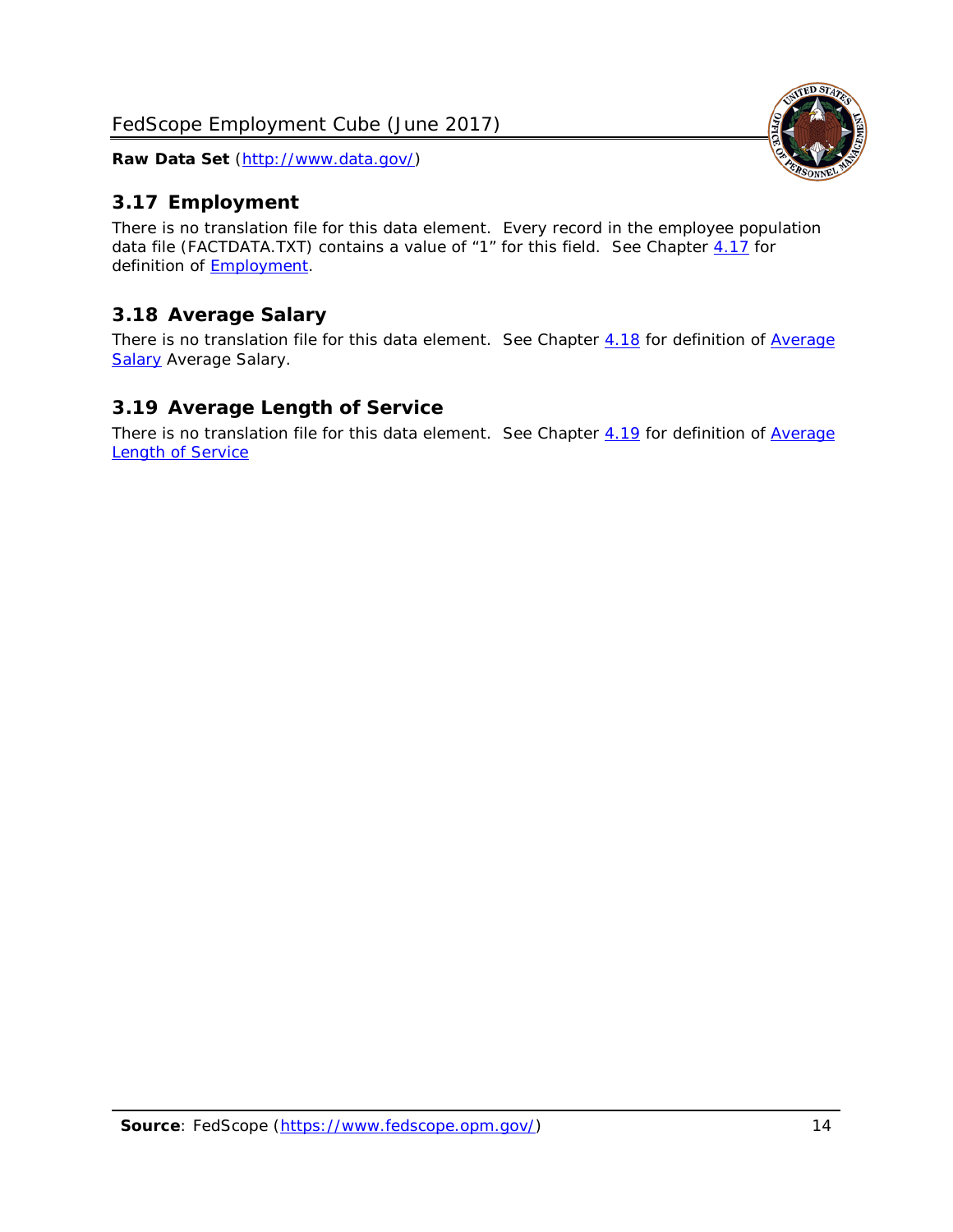## 3.17 Employment

There is no translation file for this data element. Every record in the employee population data file (FACTDATA.TXT) contains a value of "1" for this field. See Chapter 4.17 for definition of Employment.

## 3.18 Average Salary

There is no translation file for this data element. See Chapter 4.18 for definition of Average Salary Average Salary.

## 3.19 Average Length of Service

There is no translation file for this data element. See Chapter 4.19 for definition of Average Length of Service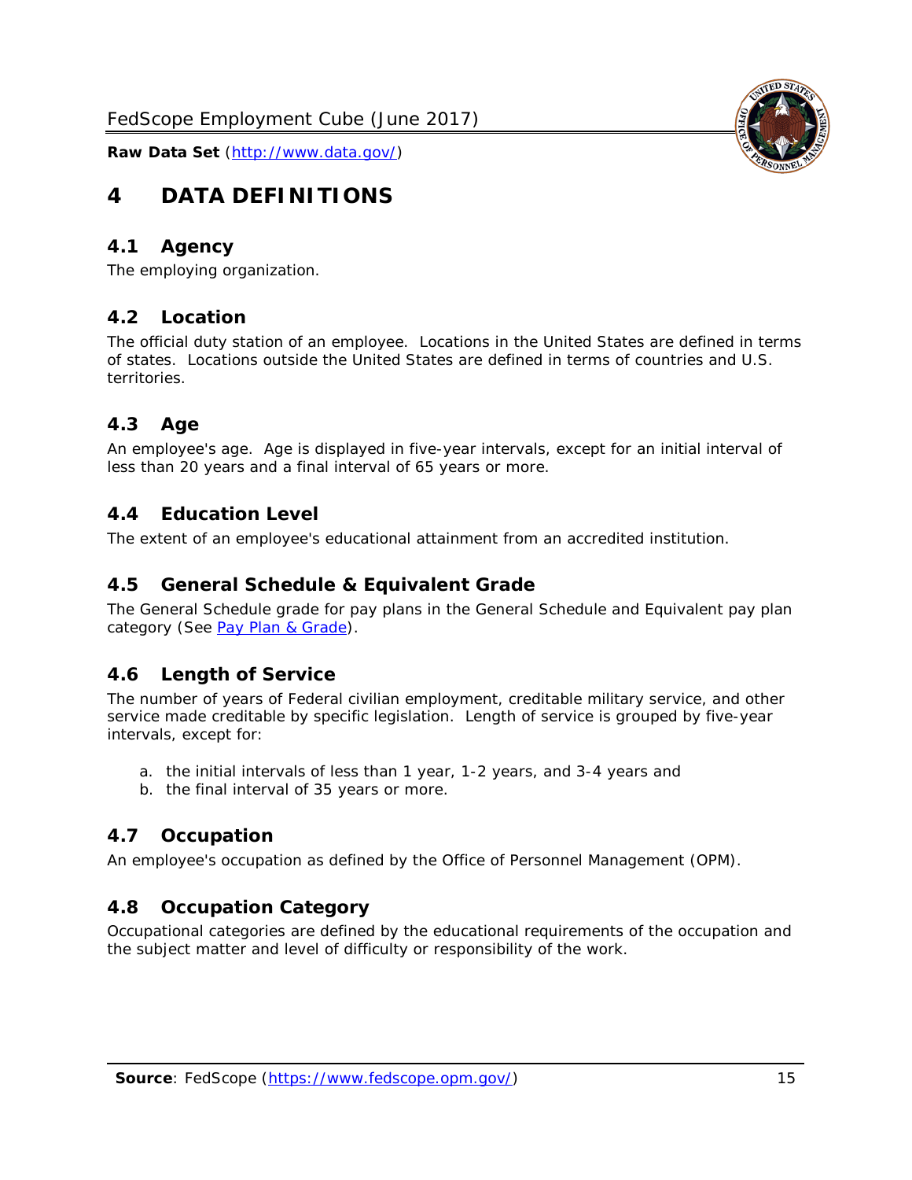# 4 DATA DEFINITIONS

## 4.1 Agency

The employing organization.

## 4.2 Location

The official duty station of an employee. Locations in the United States are defined in terms of states. Locations outside the United States are defined in terms of countries and U.S. territories.

## 4.3 Age

An employee's age. Age is displayed in five-year intervals, except for an initial interval of less than 20 years and a final interval of 65 years or more.

## 4.4 Education Level

The extent of an employee's educational attainment from an accredited institution.

## 4.5 General Schedule & Equivalent Grade

The General Schedule grade for pay plans in the General Schedule and Equivalent pay plan category (See Pay Plan & Grade).

## 4.6 Length of Service

The number of years of Federal civilian employment, creditable military service, and other service made creditable by specific legislation. Length of service is grouped by five-year intervals, except for:

a. the initial intervals of less than 1 year, 1-2 years, and 3-4 years and
b. the final interval of 35 years or more.

## 4.7 Occupation

An employee's occupation as defined by the Office of Personnel Management (OPM).

## 4.8 Occupation Category

Occupational categories are defined by the educational requirements of the occupation and the subject matter and level of difficulty or responsibility of the work.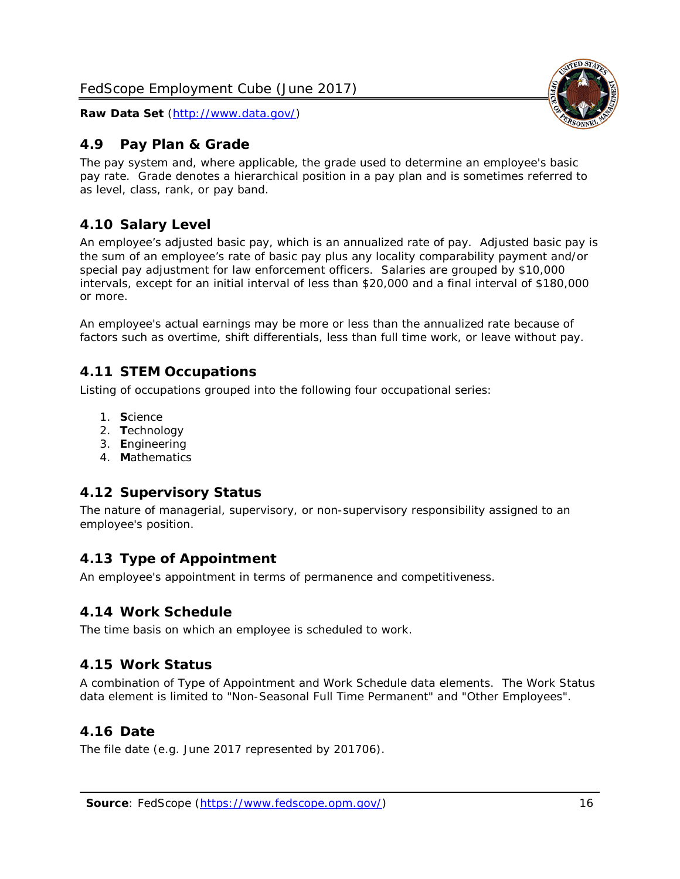## 4.9 Pay Plan & Grade

The pay system and, where applicable, the grade used to determine an employee's basic pay rate. Grade denotes a hierarchical position in a pay plan and is sometimes referred to as level, class, rank, or pay band.

## 4.10 Salary Level

An employee's adjusted basic pay, which is an annualized rate of pay. Adjusted basic pay is the sum of an employee's rate of basic pay plus any locality comparability payment and/or special pay adjustment for law enforcement officers. Salaries are grouped by $10,000 intervals, except for an initial interval of less than $20,000 and a final interval of $180,000 or more.

An employee's actual earnings may be more or less than the annualized rate because of factors such as overtime, shift differentials, less than full time work, or leave without pay.

## 4.11 STEM Occupations

Listing of occupations grouped into the following four occupational series:

1. **S**cience
2. **T**echnology
3. **E**ngineering
4. **M**athematics

## 4.12 Supervisory Status

The nature of managerial, supervisory, or non-supervisory responsibility assigned to an employee's position.

## 4.13 Type of Appointment

An employee's appointment in terms of permanence and competitiveness.

## 4.14 Work Schedule

The time basis on which an employee is scheduled to work.

## 4.15 Work Status

A combination of Type of Appointment and Work Schedule data elements. The Work Status data element is limited to "Non-Seasonal Full Time Permanent" and "Other Employees".

## 4.16 Date

The file date (e.g. June 2017 represented by 201706).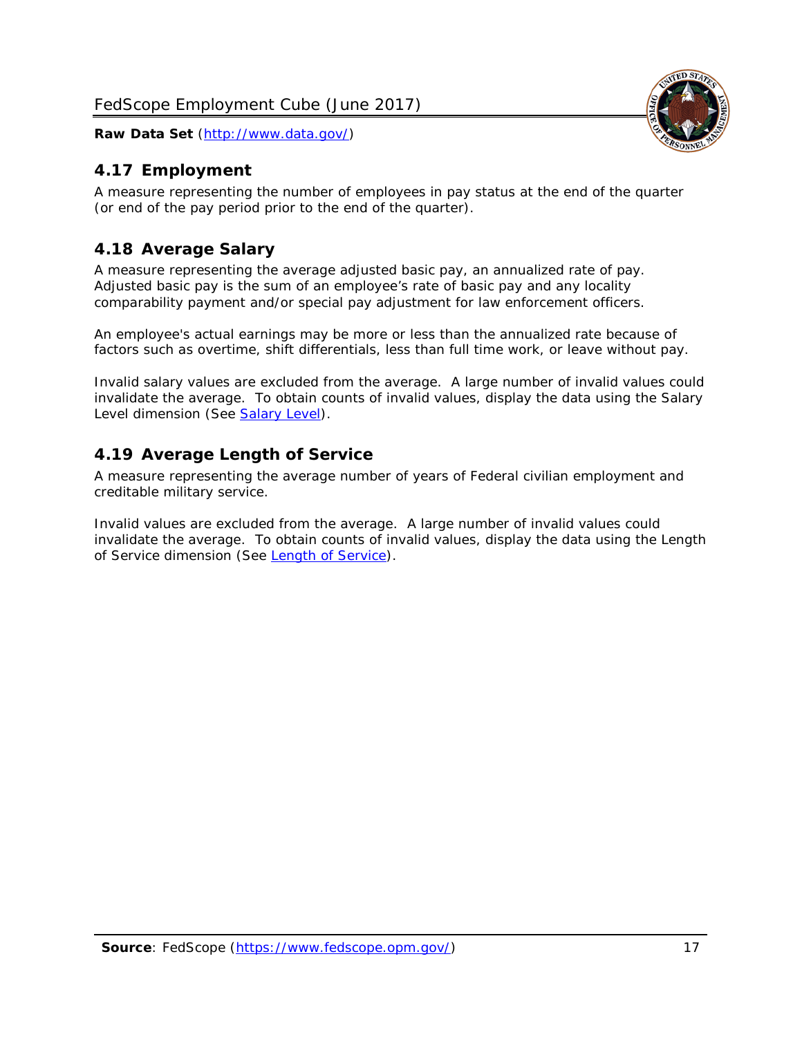## 4.17 Employment

A measure representing the number of employees in pay status at the end of the quarter (or end of the pay period prior to the end of the quarter).

## 4.18 Average Salary

A measure representing the average adjusted basic pay, an annualized rate of pay. Adjusted basic pay is the sum of an employee's rate of basic pay and any locality comparability payment and/or special pay adjustment for law enforcement officers.

An employee's actual earnings may be more or less than the annualized rate because of factors such as overtime, shift differentials, less than full time work, or leave without pay.

Invalid salary values are excluded from the average. A large number of invalid values could invalidate the average. To obtain counts of invalid values, display the data using the Salary Level dimension (See Salary Level).

## 4.19 Average Length of Service

A measure representing the average number of years of Federal civilian employment and creditable military service.

Invalid values are excluded from the average. A large number of invalid values could invalidate the average. To obtain counts of invalid values, display the data using the Length of Service dimension (See Length of Service).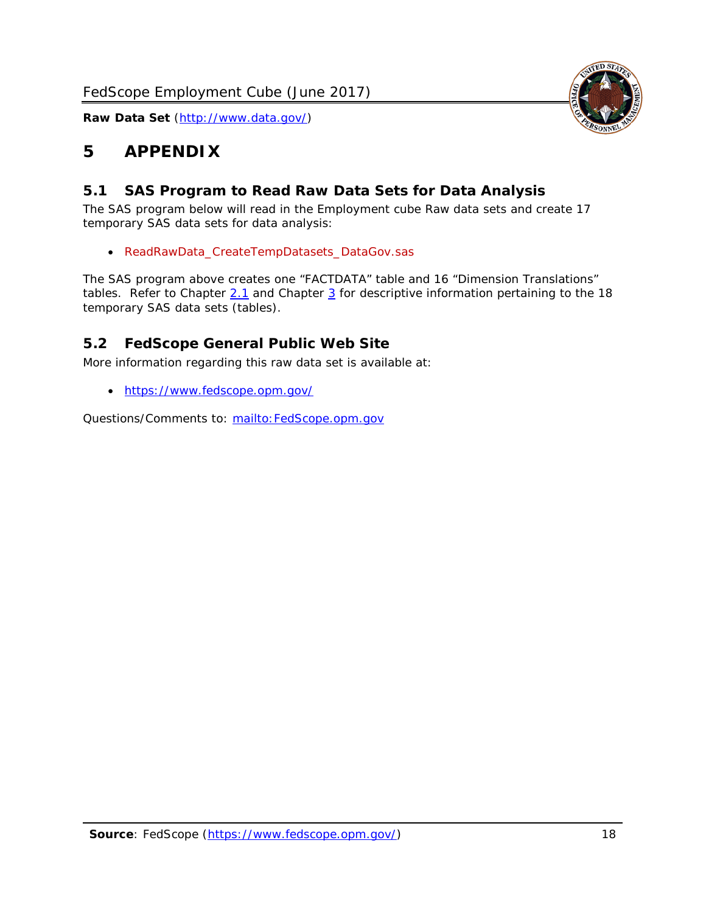# 5 APPENDIX

## 5.1 SAS Program to Read Raw Data Sets for Data Analysis

The SAS program below will read in the Employment cube Raw data sets and create 17 temporary SAS data sets for data analysis:

- ReadRawData_CreateTempDatasets_DataGov.sas

The SAS program above creates one "FACTDATA" table and 16 "Dimension Translations" tables. Refer to Chapter 2.1 and Chapter 3 for descriptive information pertaining to the 18 temporary SAS data sets (tables).

## 5.2 FedScope General Public Web Site

More information regarding this raw data set is available at:

- https://www.fedscope.opm.gov/

Questions/Comments to: mailto:FedScope.opm.gov